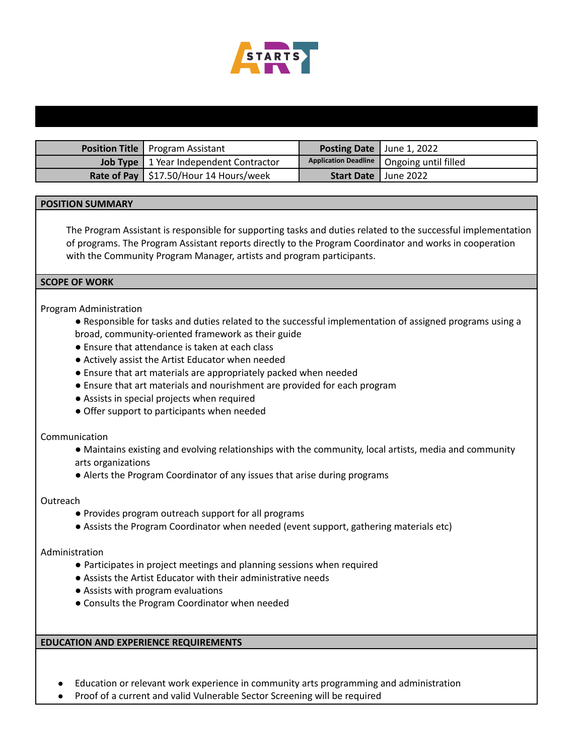ART STARTS

| Position Title | Program Assistant | Posting Date | June 1, 2022 |
|---|---|---|---|
| Job Type | 1 Year Independent Contractor | Application Deadline | Ongoing until filled |
| Rate of Pay | $17.50/Hour 14 Hours/week | Start Date | June 2022 |

## POSITION SUMMARY

The Program Assistant is responsible for supporting tasks and duties related to the successful implementation of programs. The Program Assistant reports directly to the Program Coordinator and works in cooperation with the Community Program Manager, artists and program participants.

## SCOPE OF WORK

Program Administration

- Responsible for tasks and duties related to the successful implementation of assigned programs using a broad, community-oriented framework as their guide
- Ensure that attendance is taken at each class
- Actively assist the Artist Educator when needed
- Ensure that art materials are appropriately packed when needed
- Ensure that art materials and nourishment are provided for each program
- Assists in special projects when required
- Offer support to participants when needed

Communication

- Maintains existing and evolving relationships with the community, local artists, media and community arts organizations
- Alerts the Program Coordinator of any issues that arise during programs

Outreach

- Provides program outreach support for all programs
- Assists the Program Coordinator when needed (event support, gathering materials etc)

Administration

- Participates in project meetings and planning sessions when required
- Assists the Artist Educator with their administrative needs
- Assists with program evaluations
- Consults the Program Coordinator when needed

## EDUCATION AND EXPERIENCE REQUIREMENTS

- Education or relevant work experience in community arts programming and administration
- Proof of a current and valid Vulnerable Sector Screening will be required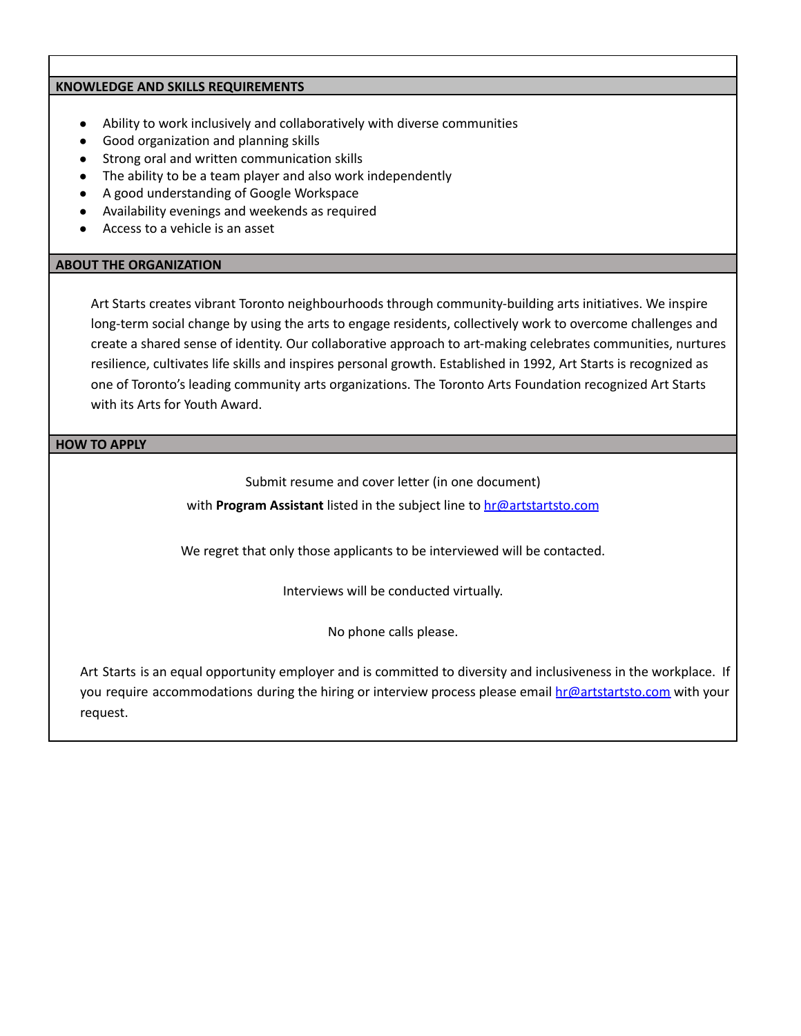## KNOWLEDGE AND SKILLS REQUIREMENTS

- Ability to work inclusively and collaboratively with diverse communities
- Good organization and planning skills
- Strong oral and written communication skills
- The ability to be a team player and also work independently
- A good understanding of Google Workspace
- Availability evenings and weekends as required
- Access to a vehicle is an asset

## ABOUT THE ORGANIZATION

Art Starts creates vibrant Toronto neighbourhoods through community-building arts initiatives. We inspire long-term social change by using the arts to engage residents, collectively work to overcome challenges and create a shared sense of identity. Our collaborative approach to art-making celebrates communities, nurtures resilience, cultivates life skills and inspires personal growth. Established in 1992, Art Starts is recognized as one of Toronto's leading community arts organizations. The Toronto Arts Foundation recognized Art Starts with its Arts for Youth Award.

## HOW TO APPLY

Submit resume and cover letter (in one document)

with **Program Assistant** listed in the subject line to hr@artstartsto.com

We regret that only those applicants to be interviewed will be contacted.

Interviews will be conducted virtually.

No phone calls please.

Art Starts is an equal opportunity employer and is committed to diversity and inclusiveness in the workplace. If you require accommodations during the hiring or interview process please email hr@artstartsto.com with your request.